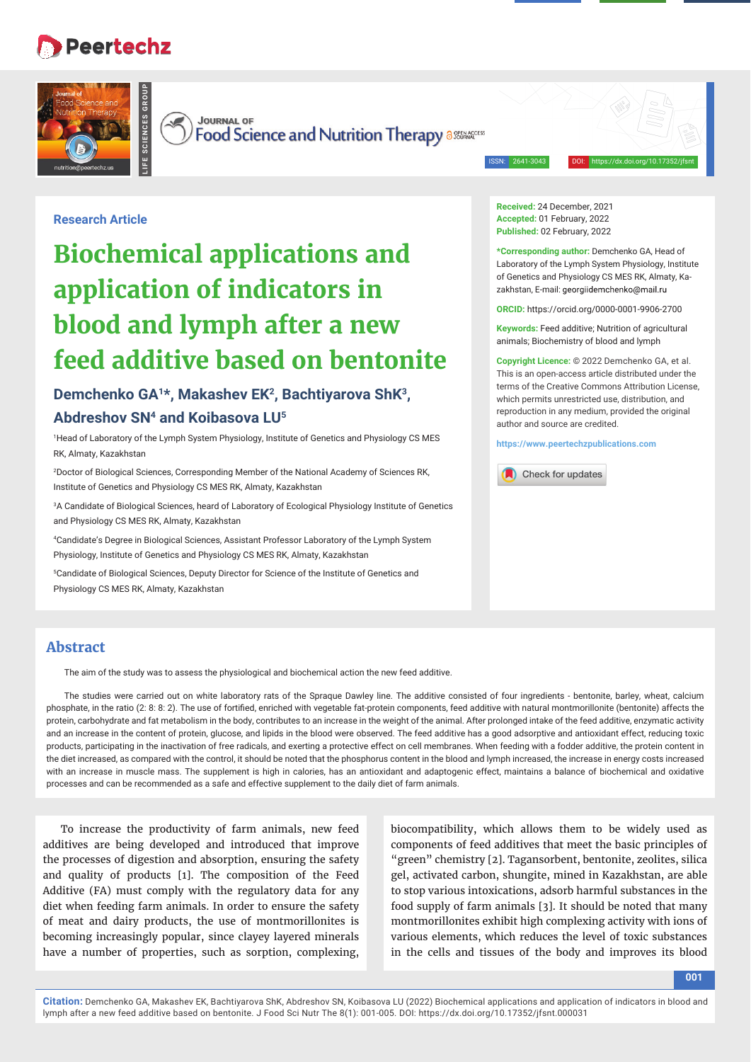Research Article

# Biochemical applications and application of indicators in blood and lymph after a new feed additive based on bentonite

**Demchenko GA[1]*, Makashev EK[2], Bachtiyarova ShK[3], Abdreshov SN[4] and Koibasova LU[5]**

[1]Head of Laboratory of the Lymph System Physiology, Institute of Genetics and Physiology CS MES RK, Almaty, Kazakhstan

[2]Doctor of Biological Sciences, Corresponding Member of the National Academy of Sciences RK, Institute of Genetics and Physiology CS MES RK, Almaty, Kazakhstan

[3]A Candidate of Biological Sciences, heard of Laboratory of Ecological Physiology Institute of Genetics and Physiology CS MES RK, Almaty, Kazakhstan

[4]Candidate's Degree in Biological Sciences, Assistant Professor Laboratory of the Lymph System Physiology, Institute of Genetics and Physiology CS MES RK, Almaty, Kazakhstan

[5]Candidate of Biological Sciences, Deputy Director for Science of the Institute of Genetics and Physiology CS MES RK, Almaty, Kazakhstan

**Received:** 24 December, 2021
**Accepted:** 01 February, 2022
**Published:** 02 February, 2022

**\*Corresponding author:** Demchenko GA, Head of Laboratory of the Lymph System Physiology, Institute of Genetics and Physiology CS MES RK, Almaty, Kazakhstan, E-mail: georgiidemchenko@mail.ru

**ORCID:** https://orcid.org/0000-0001-9906-2700

**Keywords:** Feed additive; Nutrition of agricultural animals; Biochemistry of blood and lymph

**Copyright Licence:** © 2022 Demchenko GA, et al. This is an open-access article distributed under the terms of the Creative Commons Attribution License, which permits unrestricted use, distribution, and reproduction in any medium, provided the original author and source are credited.

https://www.peertechzpublications.com

## Abstract

The aim of the study was to assess the physiological and biochemical action the new feed additive.

The studies were carried out on white laboratory rats of the Spraque Dawley line. The additive consisted of four ingredients - bentonite, barley, wheat, calcium phosphate, in the ratio (2: 8: 8: 2). The use of fortified, enriched with vegetable fat-protein components, feed additive with natural montmorillonite (bentonite) affects the protein, carbohydrate and fat metabolism in the body, contributes to an increase in the weight of the animal. After prolonged intake of the feed additive, enzymatic activity and an increase in the content of protein, glucose, and lipids in the blood were observed. The feed additive has a good adsorptive and antioxidant effect, reducing toxic products, participating in the inactivation of free radicals, and exerting a protective effect on cell membranes. When feeding with a fodder additive, the protein content in the diet increased, as compared with the control, it should be noted that the phosphorus content in the blood and lymph increased, the increase in energy costs increased with an increase in muscle mass. The supplement is high in calories, has an antioxidant and adaptogenic effect, maintains a balance of biochemical and oxidative processes and can be recommended as a safe and effective supplement to the daily diet of farm animals.

To increase the productivity of farm animals, new feed additives are being developed and introduced that improve the processes of digestion and absorption, ensuring the safety and quality of products [1]. The composition of the Feed Additive (FA) must comply with the regulatory data for any diet when feeding farm animals. In order to ensure the safety of meat and dairy products, the use of montmorillonites is becoming increasingly popular, since clayey layered minerals have a number of properties, such as sorption, complexing, biocompatibility, which allows them to be widely used as components of feed additives that meet the basic principles of "green" chemistry [2]. Tagansorbent, bentonite, zeolites, silica gel, activated carbon, shungite, mined in Kazakhstan, are able to stop various intoxications, adsorb harmful substances in the food supply of farm animals [3]. It should be noted that many montmorillonites exhibit high complexing activity with ions of various elements, which reduces the level of toxic substances in the cells and tissues of the body and improves its blood

**Citation:** Demchenko GA, Makashev EK, Bachtiyarova ShK, Abdreshov SN, Koibasova LU (2022) Biochemical applications and application of indicators in blood and lymph after a new feed additive based on bentonite. J Food Sci Nutr The 8(1): 001-005. DOI: https://dx.doi.org/10.17352/jfsnt.000031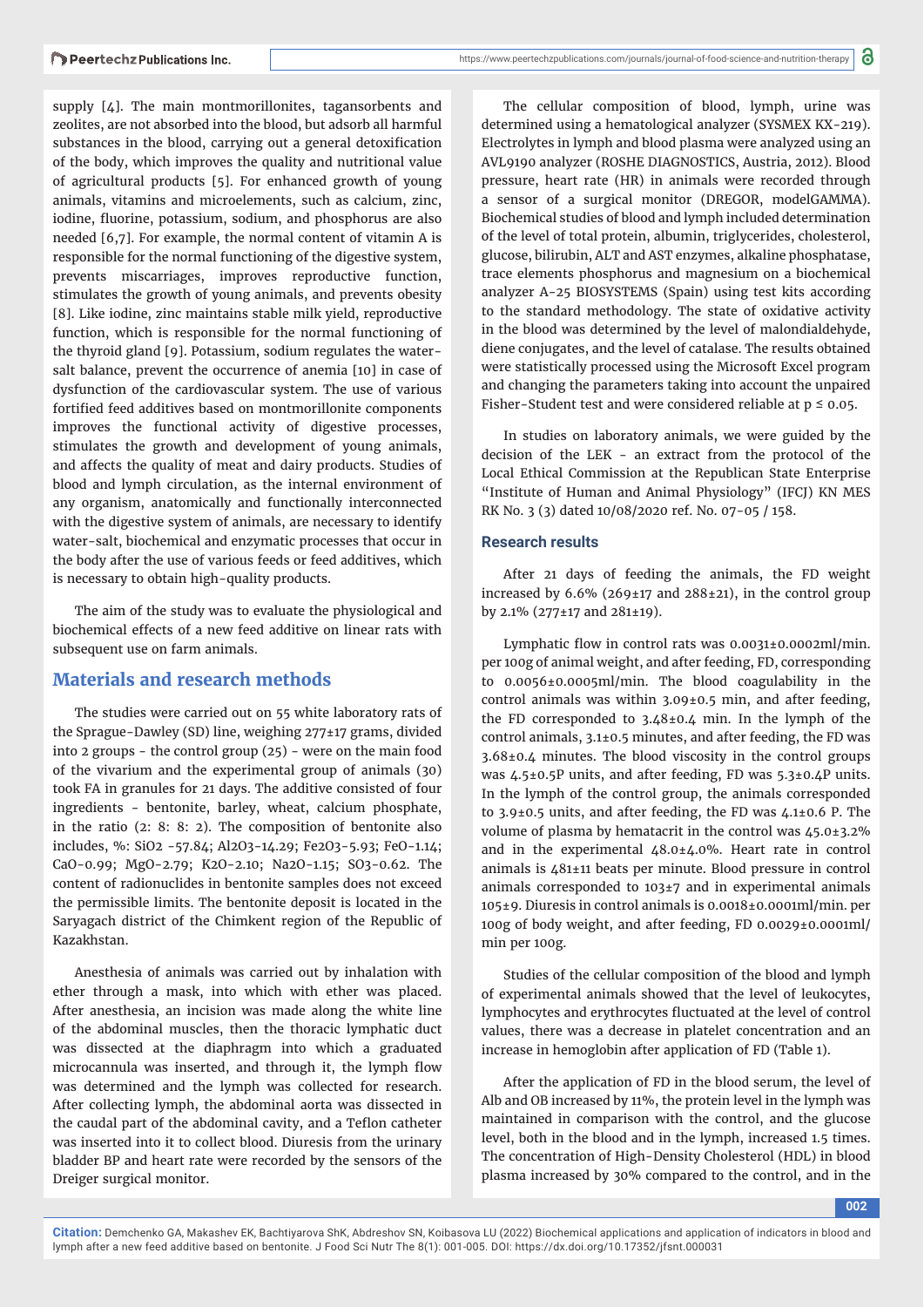supply [4]. The main montmorillonites, tagansorbents and zeolites, are not absorbed into the blood, but adsorb all harmful substances in the blood, carrying out a general detoxification of the body, which improves the quality and nutritional value of agricultural products [5]. For enhanced growth of young animals, vitamins and microelements, such as calcium, zinc, iodine, fluorine, potassium, sodium, and phosphorus are also needed [6,7]. For example, the normal content of vitamin A is responsible for the normal functioning of the digestive system, prevents miscarriages, improves reproductive function, stimulates the growth of young animals, and prevents obesity [8]. Like iodine, zinc maintains stable milk yield, reproductive function, which is responsible for the normal functioning of the thyroid gland [9]. Potassium, sodium regulates the water-salt balance, prevent the occurrence of anemia [10] in case of dysfunction of the cardiovascular system. The use of various fortified feed additives based on montmorillonite components improves the functional activity of digestive processes, stimulates the growth and development of young animals, and affects the quality of meat and dairy products. Studies of blood and lymph circulation, as the internal environment of any organism, anatomically and functionally interconnected with the digestive system of animals, are necessary to identify water-salt, biochemical and enzymatic processes that occur in the body after the use of various feeds or feed additives, which is necessary to obtain high-quality products.

The aim of the study was to evaluate the physiological and biochemical effects of a new feed additive on linear rats with subsequent use on farm animals.

## Materials and research methods

The studies were carried out on 55 white laboratory rats of the Sprague-Dawley (SD) line, weighing 277±17 grams, divided into 2 groups - the control group (25) - were on the main food of the vivarium and the experimental group of animals (30) took FA in granules for 21 days. The additive consisted of four ingredients - bentonite, barley, wheat, calcium phosphate, in the ratio (2: 8: 8: 2). The composition of bentonite also includes, %: $SiO_2$ -57.84; $Al_2O_3$-14.29; $Fe_2O_3$-5.93; FeO-1.14; CaO-0.99; MgO-2.79; $K_2O$-2.10; $Na_2O$-1.15; $SO_3$-0.62. The content of radionuclides in bentonite samples does not exceed the permissible limits. The bentonite deposit is located in the Saryagach district of the Chimkent region of the Republic of Kazakhstan.

Anesthesia of animals was carried out by inhalation with ether through a mask, into which with ether was placed. After anesthesia, an incision was made along the white line of the abdominal muscles, then the thoracic lymphatic duct was dissected at the diaphragm into which a graduated microcannula was inserted, and through it, the lymph flow was determined and the lymph was collected for research. After collecting lymph, the abdominal aorta was dissected in the caudal part of the abdominal cavity, and a Teflon catheter was inserted into it to collect blood. Diuresis from the urinary bladder BP and heart rate were recorded by the sensors of the Dreiger surgical monitor.

The cellular composition of blood, lymph, urine was determined using a hematological analyzer (SYSMEX KX-219). Electrolytes in lymph and blood plasma were analyzed using an AVL9190 analyzer (ROSHE DIAGNOSTICS, Austria, 2012). Blood pressure, heart rate (HR) in animals were recorded through a sensor of a surgical monitor (DREGOR, modelGAMMA). Biochemical studies of blood and lymph included determination of the level of total protein, albumin, triglycerides, cholesterol, glucose, bilirubin, ALT and AST enzymes, alkaline phosphatase, trace elements phosphorus and magnesium on a biochemical analyzer A-25 BIOSYSTEMS (Spain) using test kits according to the standard methodology. The state of oxidative activity in the blood was determined by the level of malondialdehyde, diene conjugates, and the level of catalase. The results obtained were statistically processed using the Microsoft Excel program and changing the parameters taking into account the unpaired Fisher-Student test and were considered reliable at $p \leq 0.05$.

In studies on laboratory animals, we were guided by the decision of the LEK - an extract from the protocol of the Local Ethical Commission at the Republican State Enterprise "Institute of Human and Animal Physiology" (IFCJ) KN MES RK No. 3 (3) dated 10/08/2020 ref. No. 07-05 / 158.

### Research results

After 21 days of feeding the animals, the FD weight increased by 6.6% (269±17 and 288±21), in the control group by 2.1% (277±17 and 281±19).

Lymphatic flow in control rats was 0.0031±0.0002ml/min. per 100g of animal weight, and after feeding, FD, corresponding to 0.0056±0.0005ml/min. The blood coagulability in the control animals was within 3.09±0.5 min, and after feeding, the FD corresponded to 3.48±0.4 min. In the lymph of the control animals, 3.1±0.5 minutes, and after feeding, the FD was 3.68±0.4 minutes. The blood viscosity in the control groups was 4.5±0.5P units, and after feeding, FD was 5.3±0.4P units. In the lymph of the control group, the animals corresponded to 3.9±0.5 units, and after feeding, the FD was 4.1±0.6 P. The volume of plasma by hematacrit in the control was 45.0±3.2% and in the experimental 48.0±4.0%. Heart rate in control animals is 481±11 beats per minute. Blood pressure in control animals corresponded to 103±7 and in experimental animals 105±9. Diuresis in control animals is 0.0018±0.0001ml/min. per 100g of body weight, and after feeding, FD 0.0029±0.0001ml/min per 100g.

Studies of the cellular composition of the blood and lymph of experimental animals showed that the level of leukocytes, lymphocytes and erythrocytes fluctuated at the level of control values, there was a decrease in platelet concentration and an increase in hemoglobin after application of FD (Table 1).

After the application of FD in the blood serum, the level of Alb and OB increased by 11%, the protein level in the lymph was maintained in comparison with the control, and the glucose level, both in the blood and in the lymph, increased 1.5 times. The concentration of High-Density Cholesterol (HDL) in blood plasma increased by 30% compared to the control, and in the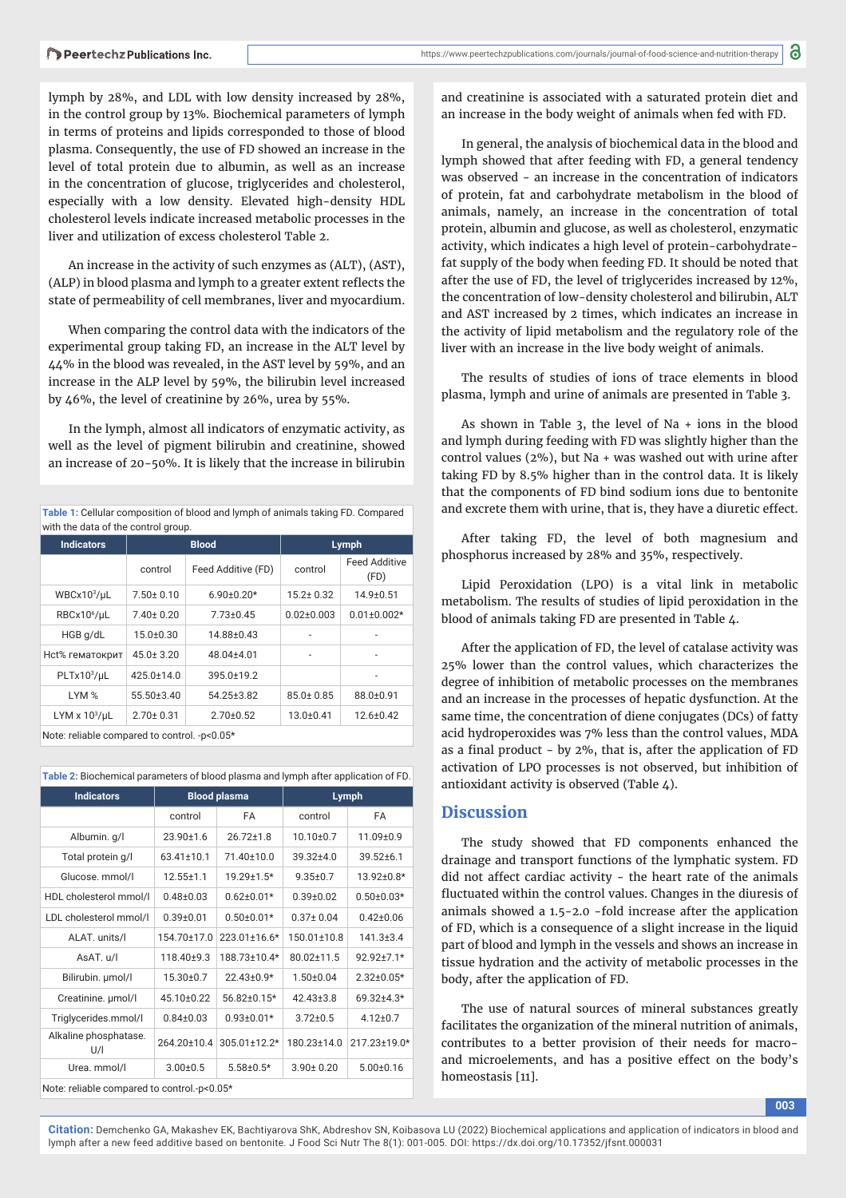lymph by 28%, and LDL with low density increased by 28%, in the control group by 13%. Biochemical parameters of lymph in terms of proteins and lipids corresponded to those of blood plasma. Consequently, the use of FD showed an increase in the level of total protein due to albumin, as well as an increase in the concentration of glucose, triglycerides and cholesterol, especially with a low density. Elevated high-density HDL cholesterol levels indicate increased metabolic processes in the liver and utilization of excess cholesterol Table 2.

An increase in the activity of such enzymes as (ALT), (AST), (ALP) in blood plasma and lymph to a greater extent reflects the state of permeability of cell membranes, liver and myocardium.

When comparing the control data with the indicators of the experimental group taking FD, an increase in the ALT level by 44% in the blood was revealed, in the AST level by 59%, and an increase in the ALP level by 59%, the bilirubin level increased by 46%, the level of creatinine by 26%, urea by 55%.

In the lymph, almost all indicators of enzymatic activity, as well as the level of pigment bilirubin and creatinine, showed an increase of 20-50%. It is likely that the increase in bilirubin and creatinine is associated with a saturated protein diet and an increase in the body weight of animals when fed with FD.

In general, the analysis of biochemical data in the blood and lymph showed that after feeding with FD, a general tendency was observed - an increase in the concentration of indicators of protein, fat and carbohydrate metabolism in the blood of animals, namely, an increase in the concentration of total protein, albumin and glucose, as well as cholesterol, enzymatic activity, which indicates a high level of protein-carbohydrate-fat supply of the body when feeding FD. It should be noted that after the use of FD, the level of triglycerides increased by 12%, the concentration of low-density cholesterol and bilirubin, ALT and AST increased by 2 times, which indicates an increase in the activity of lipid metabolism and the regulatory role of the liver with an increase in the live body weight of animals.

The results of studies of ions of trace elements in blood plasma, lymph and urine of animals are presented in Table 3.

As shown in Table 3, the level of Na + ions in the blood and lymph during feeding with FD was slightly higher than the control values (2%), but Na + was washed out with urine after taking FD by 8.5% higher than in the control data. It is likely that the components of FD bind sodium ions due to bentonite and excrete them with urine, that is, they have a diuretic effect.

After taking FD, the level of both magnesium and phosphorus increased by 28% and 35%, respectively.

Lipid Peroxidation (LPO) is a vital link in metabolic metabolism. The results of studies of lipid peroxidation in the blood of animals taking FD are presented in Table 4.

After the application of FD, the level of catalase activity was 25% lower than the control values, which characterizes the degree of inhibition of metabolic processes on the membranes and an increase in the processes of hepatic dysfunction. At the same time, the concentration of diene conjugates (DCs) of fatty acid hydroperoxides was 7% less than the control values, MDA as a final product - by 2%, that is, after the application of FD activation of LPO processes is not observed, but inhibition of antioxidant activity is observed (Table 4).

**Table 1:** Cellular composition of blood and lymph of animals taking FD. Compared with the data of the control group.

| Indicators | Blood | | Lymph | |
|---|---|---|---|---|
| | control | Feed Additive (FD) | control | Feed Additive (FD) |
| WBCx10$^3$/μL | 7.50± 0.10 | 6.90±0.20* | 15.2± 0.32 | 14.9±0.51 |
| RBCx10$^6$/μL | 7.40± 0.20 | 7.73±0.45 | 0.02±0.003 | 0.01±0.002* |
| HGB g/dL | 15.0±0.30 | 14.88±0.43 | - | - |
| Hct% гематокрит | 45.0± 3.20 | 48.04±4.01 | - | - |
| PLTx10$^3$/μL | 425.0±14.0 | 395.0±19.2 | | - |
| LYM % | 55.50±3.40 | 54.25±3.82 | 85.0± 0.85 | 88.0±0.91 |
| LYM x 10$^3$/μL | 2.70± 0.31 | 2.70±0.52 | 13.0±0.41 | 12.6±0.42 |

Note: reliable compared to control. -p<0.05*

**Table 2:** Biochemical parameters of blood plasma and lymph after application of FD.

| Indicators | Blood plasma | | Lymph | |
|---|---|---|---|---|
| | control | FA | control | FA |
| Albumin. g/l | 23.90±1.6 | 26.72±1.8 | 10.10±0.7 | 11.09±0.9 |
| Total protein g/l | 63.41±10.1 | 71.40±10.0 | 39.32±4.0 | 39.52±6.1 |
| Glucose. mmol/l | 12.55±1.1 | 19.29±1.5* | 9.35±0.7 | 13.92±0.8* |
| HDL cholesterol mmol/l | 0.48±0.03 | 0.62±0.01* | 0.39±0.02 | 0.50±0.03* |
| LDL cholesterol mmol/l | 0.39±0.01 | 0.50±0.01* | 0.37± 0.04 | 0.42±0.06 |
| ALAT. units/l | 154.70±17.0 | 223.01±16.6* | 150.01±10.8 | 141.3±3.4 |
| AsAT. u/l | 118.40±9.3 | 188.73±10.4* | 80.02±11.5 | 92.92±7.1* |
| Bilirubin. μmol/l | 15.30±0.7 | 22.43±0.9* | 1.50±0.04 | 2.32±0.05* |
| Creatinine. μmol/l | 45.10±0.22 | 56.82±0.15* | 42.43±3.8 | 69.32±4.3* |
| Triglycerides.mmol/l | 0.84±0.03 | 0.93±0.01* | 3.72±0.5 | 4.12±0.7 |
| Alkaline phosphatase. U/l | 264.20±10.4 | 305.01±12.2* | 180.23±14.0 | 217.23±19.0* |
| Urea. mmol/l | 3.00±0.5 | 5.58±0.5* | 3.90± 0.20 | 5.00±0.16 |

Note: reliable compared to control.-p<0.05*

## Discussion

The study showed that FD components enhanced the drainage and transport functions of the lymphatic system. FD did not affect cardiac activity - the heart rate of the animals fluctuated within the control values. Changes in the diuresis of animals showed a 1.5-2.0 -fold increase after the application of FD, which is a consequence of a slight increase in the liquid part of blood and lymph in the vessels and shows an increase in tissue hydration and the activity of metabolic processes in the body, after the application of FD.

The use of natural sources of mineral substances greatly facilitates the organization of the mineral nutrition of animals, contributes to a better provision of their needs for macro- and microelements, and has a positive effect on the body's homeostasis [11].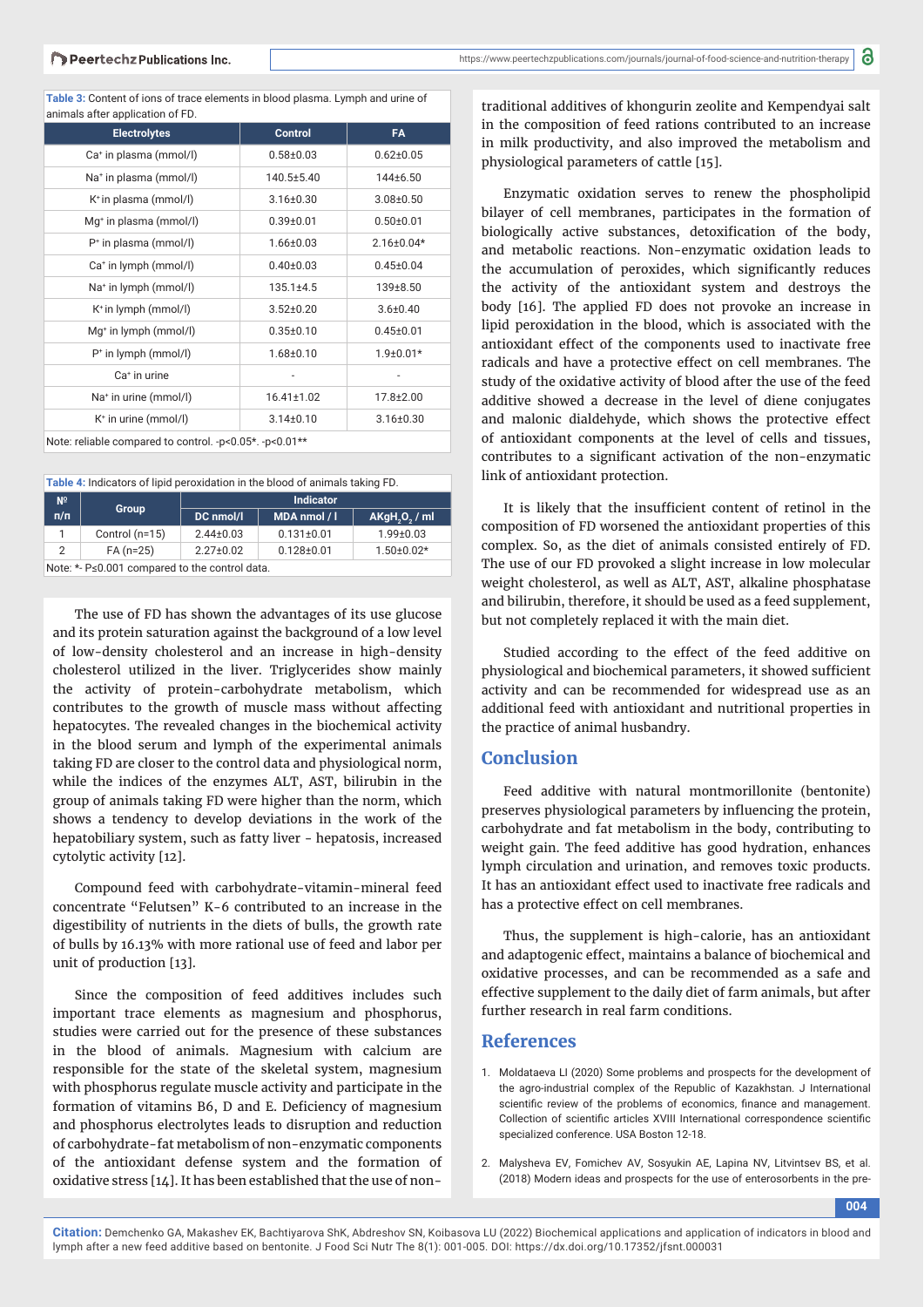Table 3: Content of ions of trace elements in blood plasma. Lymph and urine of animals after application of FD.

| Electrolytes | Control | FA |
|---|---|---|
| $Ca^{+}$ in plasma (mmol/l) | 0.58±0.03 | 0.62±0.05 |
| $Na^{+}$ in plasma (mmol/l) | 140.5±5.40 | 144±6.50 |
| $K^{+}$ in plasma (mmol/l) | 3.16±0.30 | 3.08±0.50 |
| $Mg^{+}$ in plasma (mmol/l) | 0.39±0.01 | 0.50±0.01 |
| $P^{+}$ in plasma (mmol/l) | 1.66±0.03 | 2.16±0.04* |
| $Ca^{+}$ in lymph (mmol/l) | 0.40±0.03 | 0.45±0.04 |
| $Na^{+}$ in lymph (mmol/l) | 135.1±4.5 | 139±8.50 |
| $K^{+}$ in lymph (mmol/l) | 3.52±0.20 | 3.6±0.40 |
| $Mg^{+}$ in lymph (mmol/l) | 0.35±0.10 | 0.45±0.01 |
| $P^{+}$ in lymph (mmol/l) | 1.68±0.10 | 1.9±0.01* |
| $Ca^{+}$ in urine | - | - |
| $Na^{+}$ in urine (mmol/l) | 16.41±1.02 | 17.8±2.00 |
| $K^{+}$ in urine (mmol/l) | 3.14±0.10 | 3.16±0.30 |

Note: reliable compared to control. -p<0.05*. -p<0.01**

Table 4: Indicators of lipid peroxidation in the blood of animals taking FD.

| № n/n | Group | Indicator | | |
|---|---|---|---|---|
| | | DC nmol/l | MDA nmol / l | AKg$H_2O_2$ / ml |
| 1 | Control (n=15) | 2.44±0.03 | 0.131±0.01 | 1.99±0.03 |
| 2 | FA (n=25) | 2.27±0.02 | 0.128±0.01 | 1.50±0.02* |

Note: *- P≤0.001 compared to the control data.

The use of FD has shown the advantages of its use glucose and its protein saturation against the background of a low level of low-density cholesterol and an increase in high-density cholesterol utilized in the liver. Triglycerides show mainly the activity of protein-carbohydrate metabolism, which contributes to the growth of muscle mass without affecting hepatocytes. The revealed changes in the biochemical activity in the blood serum and lymph of the experimental animals taking FD are closer to the control data and physiological norm, while the indices of the enzymes ALT, AST, bilirubin in the group of animals taking FD were higher than the norm, which shows a tendency to develop deviations in the work of the hepatobiliary system, such as fatty liver - hepatosis, increased cytolytic activity [12].

Compound feed with carbohydrate-vitamin-mineral feed concentrate "Felutsen" K-6 contributed to an increase in the digestibility of nutrients in the diets of bulls, the growth rate of bulls by 16.13% with more rational use of feed and labor per unit of production [13].

Since the composition of feed additives includes such important trace elements as magnesium and phosphorus, studies were carried out for the presence of these substances in the blood of animals. Magnesium with calcium are responsible for the state of the skeletal system, magnesium with phosphorus regulate muscle activity and participate in the formation of vitamins B6, D and E. Deficiency of magnesium and phosphorus electrolytes leads to disruption and reduction of carbohydrate-fat metabolism of non-enzymatic components of the antioxidant defense system and the formation of oxidative stress [14]. It has been established that the use of non-traditional additives of khongurin zeolite and Kempendyai salt in the composition of feed rations contributed to an increase in milk productivity, and also improved the metabolism and physiological parameters of cattle [15].

Enzymatic oxidation serves to renew the phospholipid bilayer of cell membranes, participates in the formation of biologically active substances, detoxification of the body, and metabolic reactions. Non-enzymatic oxidation leads to the accumulation of peroxides, which significantly reduces the activity of the antioxidant system and destroys the body [16]. The applied FD does not provoke an increase in lipid peroxidation in the blood, which is associated with the antioxidant effect of the components used to inactivate free radicals and have a protective effect on cell membranes. The study of the oxidative activity of blood after the use of the feed additive showed a decrease in the level of diene conjugates and malonic dialdehyde, which shows the protective effect of antioxidant components at the level of cells and tissues, contributes to a significant activation of the non-enzymatic link of antioxidant protection.

It is likely that the insufficient content of retinol in the composition of FD worsened the antioxidant properties of this complex. So, as the diet of animals consisted entirely of FD. The use of our FD provoked a slight increase in low molecular weight cholesterol, as well as ALT, AST, alkaline phosphatase and bilirubin, therefore, it should be used as a feed supplement, but not completely replaced it with the main diet.

Studied according to the effect of the feed additive on physiological and biochemical parameters, it showed sufficient activity and can be recommended for widespread use as an additional feed with antioxidant and nutritional properties in the practice of animal husbandry.

## Conclusion

Feed additive with natural montmorillonite (bentonite) preserves physiological parameters by influencing the protein, carbohydrate and fat metabolism in the body, contributing to weight gain. The feed additive has good hydration, enhances lymph circulation and urination, and removes toxic products. It has an antioxidant effect used to inactivate free radicals and has a protective effect on cell membranes.

Thus, the supplement is high-calorie, has an antioxidant and adaptogenic effect, maintains a balance of biochemical and oxidative processes, and can be recommended as a safe and effective supplement to the daily diet of farm animals, but after further research in real farm conditions.

## References

1. Moldataeva LI (2020) Some problems and prospects for the development of the agro-industrial complex of the Republic of Kazakhstan. J International scientific review of the problems of economics, finance and management. Collection of scientific articles XVIII International correspondence scientific specialized conference. USA Boston 12-18.

2. Malysheva EV, Fomichev AV, Sosyukin AE, Lapina NV, Litvintsev BS, et al. (2018) Modern ideas and prospects for the use of enterosorbents in the pre-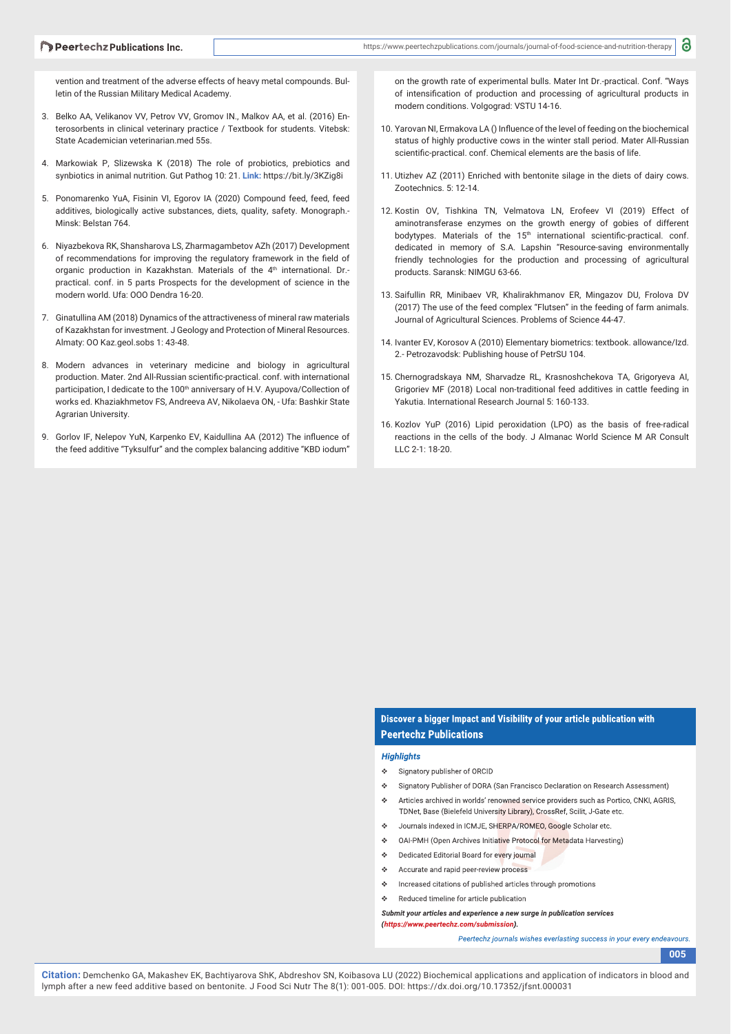vention and treatment of the adverse effects of heavy metal compounds. Bulletin of the Russian Military Medical Academy.

3. Belko AA, Velikanov VV, Petrov VV, Gromov IN., Malkov AA, et al. (2016) Enterosorbents in clinical veterinary practice / Textbook for students. Vitebsk: State Academician veterinarian.med 55s.

4. Markowiak P, Slizewska K (2018) The role of probiotics, prebiotics and synbiotics in animal nutrition. Gut Pathog 10: 21. **Link:** https://bit.ly/3KZig8i

5. Ponomarenko YuA, Fisinin VI, Egorov IA (2020) Compound feed, feed, feed additives, biologically active substances, diets, quality, safety. Monograph.- Minsk: Belstan 764.

6. Niyazbekova RK, Shansharova LS, Zharmagambetov AZh (2017) Development of recommendations for improving the regulatory framework in the field of organic production in Kazakhstan. Materials of the 4th international. Dr.-practical. conf. in 5 parts Prospects for the development of science in the modern world. Ufa: OOO Dendra 16-20.

7. Ginatullina AM (2018) Dynamics of the attractiveness of mineral raw materials of Kazakhstan for investment. J Geology and Protection of Mineral Resources. Almaty: OO Kaz.geol.sobs 1: 43-48.

8. Modern advances in veterinary medicine and biology in agricultural production. Mater. 2nd All-Russian scientific-practical. conf. with international participation, I dedicate to the 100th anniversary of H.V. Ayupova/Collection of works ed. Khaziakhmetov FS, Andreeva AV, Nikolaeva ON, - Ufa: Bashkir State Agrarian University.

9. Gorlov IF, Nelepov YuN, Karpenko EV, Kaidullina AA (2012) The influence of the feed additive "Tyksulfur" and the complex balancing additive "KBD iodum" on the growth rate of experimental bulls. Mater Int Dr.-practical. Conf. "Ways of intensification of production and processing of agricultural products in modern conditions. Volgograd: VSTU 14-16.

10. Yarovan NI, Ermakova LA () Influence of the level of feeding on the biochemical status of highly productive cows in the winter stall period. Mater All-Russian scientific-practical. conf. Chemical elements are the basis of life.

11. Utizhev AZ (2011) Enriched with bentonite silage in the diets of dairy cows. Zootechnics. 5: 12-14.

12. Kostin OV, Tishkina TN, Velmatova LN, Erofeev VI (2019) Effect of aminotransferase enzymes on the growth energy of gobies of different bodytypes. Materials of the 15th international scientific-practical. conf. dedicated in memory of S.A. Lapshin "Resource-saving environmentally friendly technologies for the production and processing of agricultural products. Saransk: NIMGU 63-66.

13. Saifullin RR, Minibaev VR, Khalirakhmanov ER, Mingazov DU, Frolova DV (2017) The use of the feed complex "Flutsen" in the feeding of farm animals. Journal of Agricultural Sciences. Problems of Science 44-47.

14. Ivanter EV, Korosov A (2010) Elementary biometrics: textbook. allowance/Izd. 2.- Petrozavodsk: Publishing house of PetrSU 104.

15. Chernogradskaya NM, Sharvadze RL, Krasnoshchekova TA, Grigoryeva AI, Grigoriev MF (2018) Local non-traditional feed additives in cattle feeding in Yakutia. International Research Journal 5: 160-133.

16. Kozlov YuP (2016) Lipid peroxidation (LPO) as the basis of free-radical reactions in the cells of the body. J Almanac World Science M AR Consult LLC 2-1: 18-20.

**Discover a bigger Impact and Visibility of your article publication with Peertechz Publications**

***Highlights***

- Signatory publisher of ORCID
- Signatory Publisher of DORA (San Francisco Declaration on Research Assessment)
- Articles archived in worlds' renowned service providers such as Portico, CNKI, AGRIS, TDNet, Base (Bielefeld University Library), CrossRef, Scilit, J-Gate etc.
- Journals indexed in ICMJE, SHERPA/ROMEO, Google Scholar etc.
- OAI-PMH (Open Archives Initiative Protocol for Metadata Harvesting)
- Dedicated Editorial Board for every journal
- Accurate and rapid peer-review process
- Increased citations of published articles through promotions
- Reduced timeline for article publication

***Submit your articles and experience a new surge in publication services (https://www.peertechz.com/submission).***

*Peertechz journals wishes everlasting success in your every endeavours.*

**Citation:** Demchenko GA, Makashev EK, Bachtiyarova ShK, Abdreshov SN, Koibasova LU (2022) Biochemical applications and application of indicators in blood and lymph after a new feed additive based on bentonite. J Food Sci Nutr The 8(1): 001-005. DOI: https://dx.doi.org/10.17352/jfsnt.000031